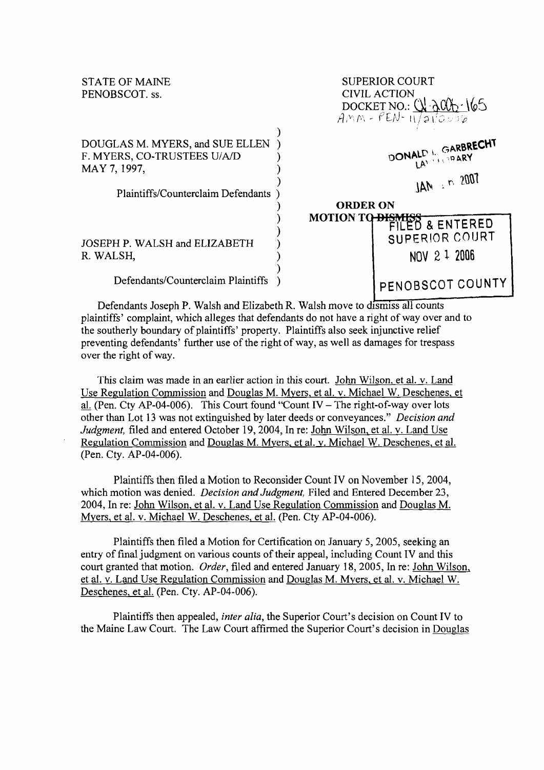STATE OF MAINE
PENOBSCOT. ss.

SUPERIOR COURT
CIVIL ACTION
DOCKET NO.: CV-2006-165
AMM - PEN- 11/21/2006

DOUGLAS M. MYERS, and SUE ELLEN F. MYERS, CO-TRUSTEES U/A/D MAY 7, 1997,

Plaintiffs/Counterclaim Defendants

JOSEPH P. WALSH and ELIZABETH R. WALSH,

Defendants/Counterclaim Plaintiffs

DONALD L. GARBRECHT LAW LIBRARY

JAN 2007

**ORDER ON MOTION TO DISMISS**

FILED & ENTERED
SUPERIOR COURT
NOV 21 2006
PENOBSCOT COUNTY

Defendants Joseph P. Walsh and Elizabeth R. Walsh move to dismiss all counts plaintiffs' complaint, which alleges that defendants do not have a right of way over and to the southerly boundary of plaintiffs' property. Plaintiffs also seek injunctive relief preventing defendants' further use of the right of way, as well as damages for trespass over the right of way.

This claim was made in an earlier action in this court. John Wilson, et al. v. Land Use Regulation Commission and Douglas M. Myers, et al. v. Michael W. Deschenes, et al. (Pen. Cty AP-04-006). This Court found "Count IV – The right-of-way over lots other than Lot 13 was not extinguished by later deeds or conveyances." *Decision and Judgment,* filed and entered October 19, 2004, In re: John Wilson, et al. v. Land Use Regulation Commission and Douglas M. Myers, et al. v. Michael W. Deschenes, et al. (Pen. Cty. AP-04-006).

Plaintiffs then filed a Motion to Reconsider Count IV on November 15, 2004, which motion was denied. *Decision and Judgment,* Filed and Entered December 23, 2004, In re: John Wilson, et al. v. Land Use Regulation Commission and Douglas M. Myers, et al. v. Michael W. Deschenes, et al. (Pen. Cty AP-04-006).

Plaintiffs then filed a Motion for Certification on January 5, 2005, seeking an entry of final judgment on various counts of their appeal, including Count IV and this court granted that motion. *Order,* filed and entered January 18, 2005, In re: John Wilson, et al. v. Land Use Regulation Commission and Douglas M. Myers, et al. v. Michael W. Deschenes, et al. (Pen. Cty. AP-04-006).

Plaintiffs then appealed, *inter alia*, the Superior Court's decision on Count IV to the Maine Law Court. The Law Court affirmed the Superior Court's decision in Douglas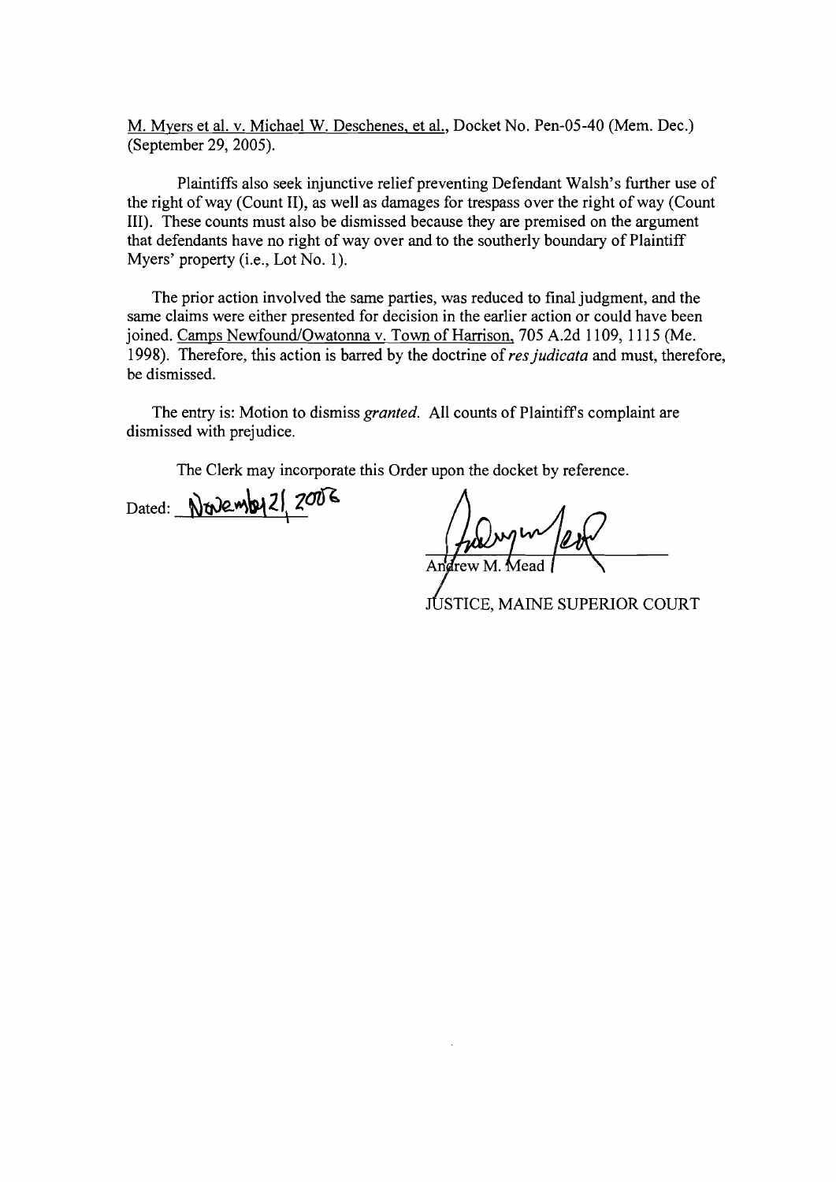M. Myers et al. v. Michael W. Deschenes, et al., Docket No. Pen-05-40 (Mem. Dec.) (September 29, 2005).

Plaintiffs also seek injunctive relief preventing Defendant Walsh's further use of the right of way (Count II), as well as damages for trespass over the right of way (Count III). These counts must also be dismissed because they are premised on the argument that defendants have no right of way over and to the southerly boundary of Plaintiff Myers' property (i.e., Lot No. 1).

The prior action involved the same parties, was reduced to final judgment, and the same claims were either presented for decision in the earlier action or could have been joined. Camps Newfound/Owatonna v. Town of Harrison, 705 A.2d 1109, 1115 (Me. 1998). Therefore, this action is barred by the doctrine of *res judicata* and must, therefore, be dismissed.

The entry is: Motion to dismiss *granted*. All counts of Plaintiff's complaint are dismissed with prejudice.

The Clerk may incorporate this Order upon the docket by reference.

Dated: November 21, 2006

Andrew M. Mead

JUSTICE, MAINE SUPERIOR COURT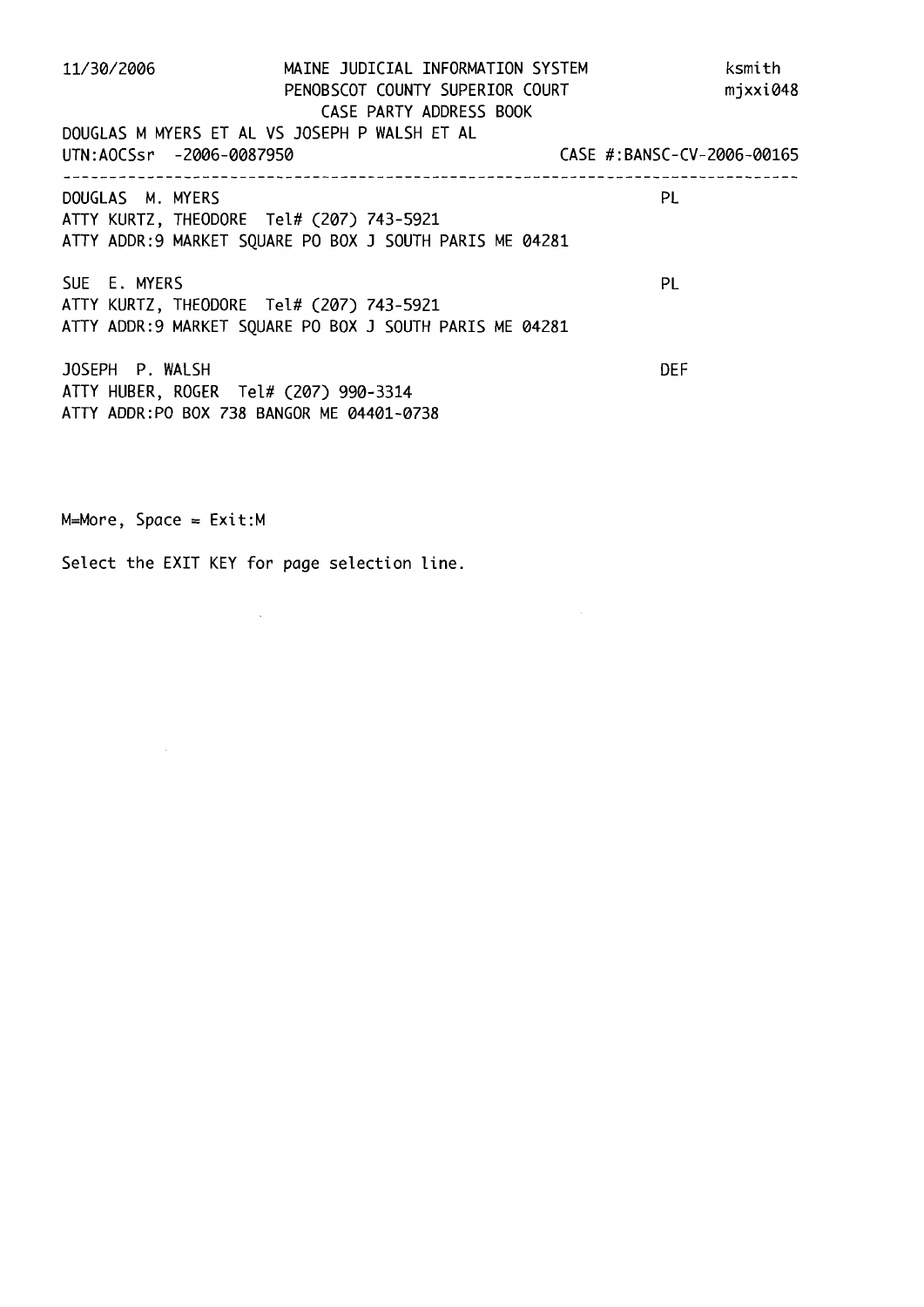11/30/2006 MAINE JUDICIAL INFORMATION SYSTEM ksmith
PENOBSCOT COUNTY SUPERIOR COURT mjxxi048
CASE PARTY ADDRESS BOOK

DOUGLAS M MYERS ET AL VS JOSEPH P WALSH ET AL
UTN:AOCSsr -2006-0087950 CASE #:BANSC-CV-2006-00165

---

DOUGLAS M. MYERS PL
ATTY KURTZ, THEODORE Tel# (207) 743-5921
ATTY ADDR:9 MARKET SQUARE PO BOX J SOUTH PARIS ME 04281

SUE E. MYERS PL
ATTY KURTZ, THEODORE Tel# (207) 743-5921
ATTY ADDR:9 MARKET SQUARE PO BOX J SOUTH PARIS ME 04281

JOSEPH P. WALSH DEF
ATTY HUBER, ROGER Tel# (207) 990-3314
ATTY ADDR:PO BOX 738 BANGOR ME 04401-0738

M=More, Space = Exit:M

Select the EXIT KEY for page selection line.